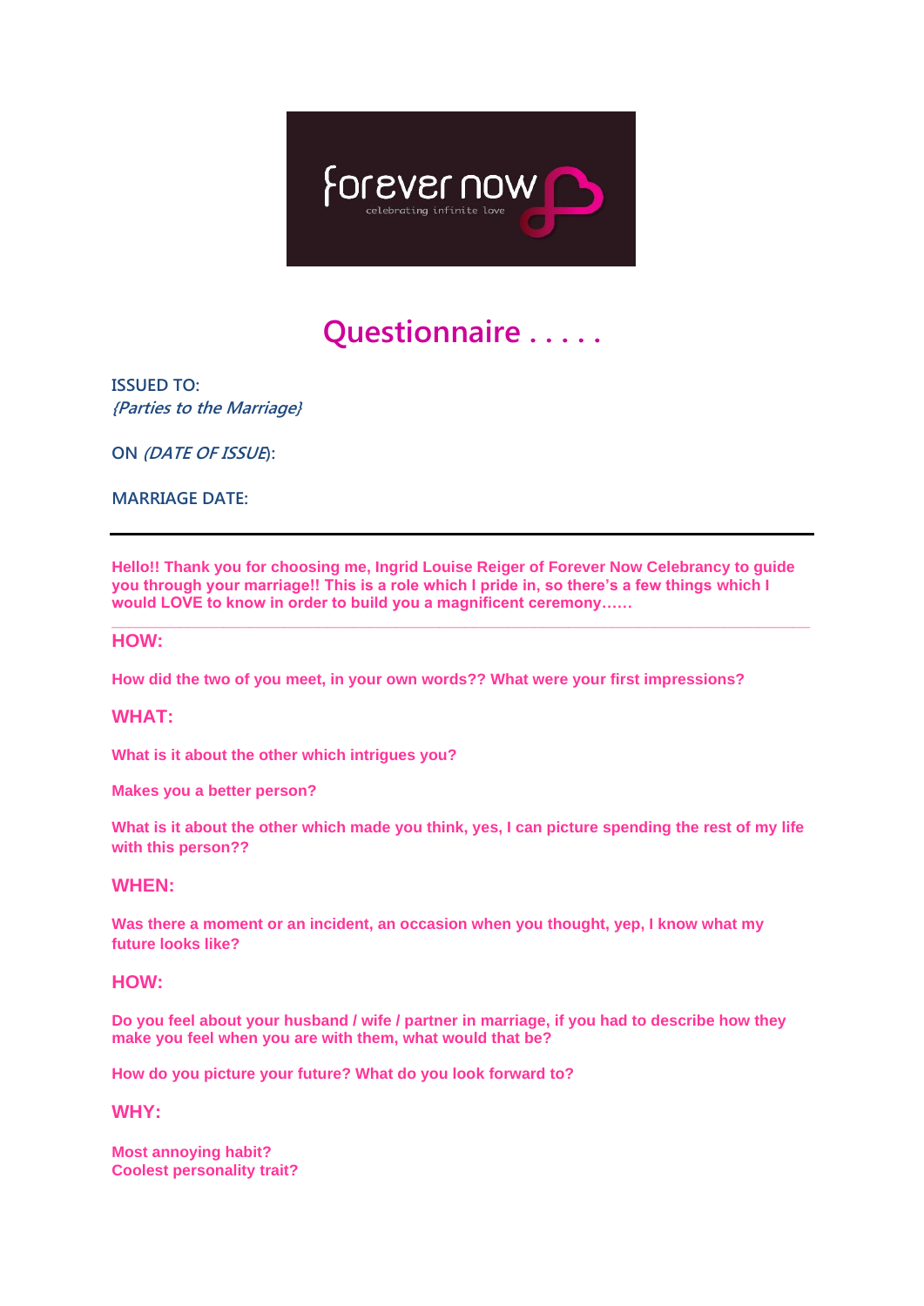forever now
celebrating infinite love

# Questionnaire . . . . .

ISSUED TO:
*{Parties to the Marriage}*

ON *(DATE OF ISSUE)*:

MARRIAGE DATE:

---

**Hello!! Thank you for choosing me, Ingrid Louise Reiger of Forever Now Celebrancy to guide you through your marriage!! This is a role which I pride in, so there's a few things which I would LOVE to know in order to build you a magnificent ceremony……**

---

## HOW:

**How did the two of you meet, in your own words?? What were your first impressions?**

## WHAT:

**What is it about the other which intrigues you?**

**Makes you a better person?**

**What is it about the other which made you think, yes, I can picture spending the rest of my life with this person??**

## WHEN:

**Was there a moment or an incident, an occasion when you thought, yep, I know what my future looks like?**

## HOW:

**Do you feel about your husband / wife / partner in marriage, if you had to describe how they make you feel when you are with them, what would that be?**

**How do you picture your future? What do you look forward to?**

## WHY:

**Most annoying habit?**
**Coolest personality trait?**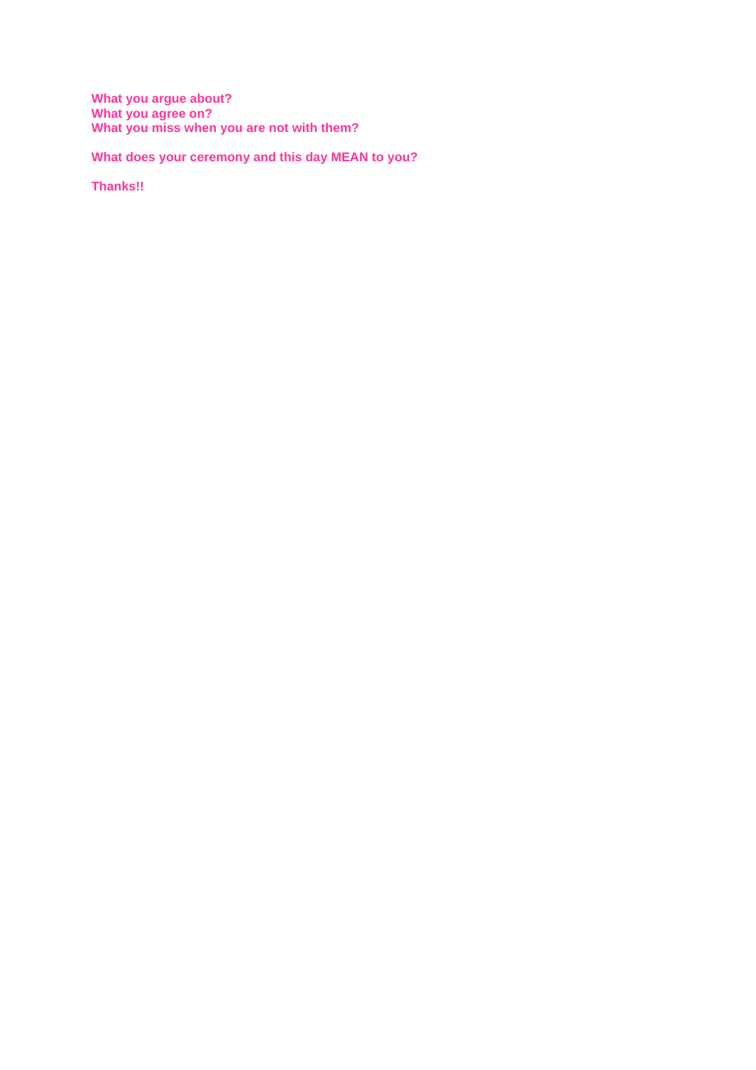**What you argue about?**
**What you agree on?**
**What you miss when you are not with them?**

**What does your ceremony and this day MEAN to you?**

**Thanks!!**